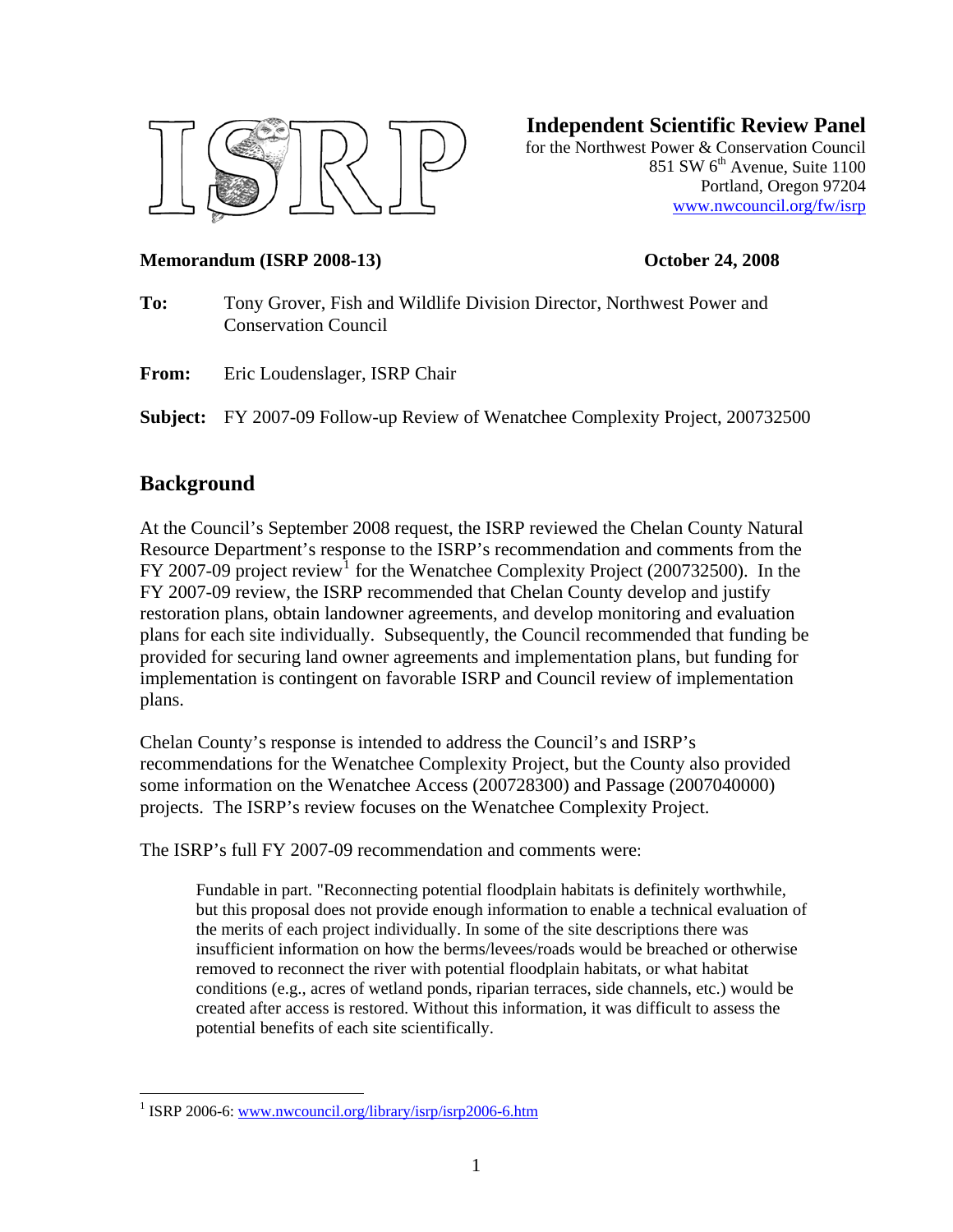**Independent Scientific Review Panel**
for the Northwest Power & Conservation Council
851 SW 6th Avenue, Suite 1100
Portland, Oregon 97204
www.nwcouncil.org/fw/isrp

**Memorandum (ISRP 2008-13)** **October 24, 2008**

**To:** Tony Grover, Fish and Wildlife Division Director, Northwest Power and Conservation Council

**From:** Eric Loudenslager, ISRP Chair

**Subject:** FY 2007-09 Follow-up Review of Wenatchee Complexity Project, 200732500

## Background

At the Council's September 2008 request, the ISRP reviewed the Chelan County Natural Resource Department's response to the ISRP's recommendation and comments from the FY 2007-09 project review[1] for the Wenatchee Complexity Project (200732500). In the FY 2007-09 review, the ISRP recommended that Chelan County develop and justify restoration plans, obtain landowner agreements, and develop monitoring and evaluation plans for each site individually. Subsequently, the Council recommended that funding be provided for securing land owner agreements and implementation plans, but funding for implementation is contingent on favorable ISRP and Council review of implementation plans.

Chelan County's response is intended to address the Council's and ISRP's recommendations for the Wenatchee Complexity Project, but the County also provided some information on the Wenatchee Access (200728300) and Passage (2007040000) projects. The ISRP's review focuses on the Wenatchee Complexity Project.

The ISRP's full FY 2007-09 recommendation and comments were:

> Fundable in part. "Reconnecting potential floodplain habitats is definitely worthwhile, but this proposal does not provide enough information to enable a technical evaluation of the merits of each project individually. In some of the site descriptions there was insufficient information on how the berms/levees/roads would be breached or otherwise removed to reconnect the river with potential floodplain habitats, or what habitat conditions (e.g., acres of wetland ponds, riparian terraces, side channels, etc.) would be created after access is restored. Without this information, it was difficult to assess the potential benefits of each site scientifically.

[1] ISRP 2006-6: www.nwcouncil.org/library/isrp/isrp2006-6.htm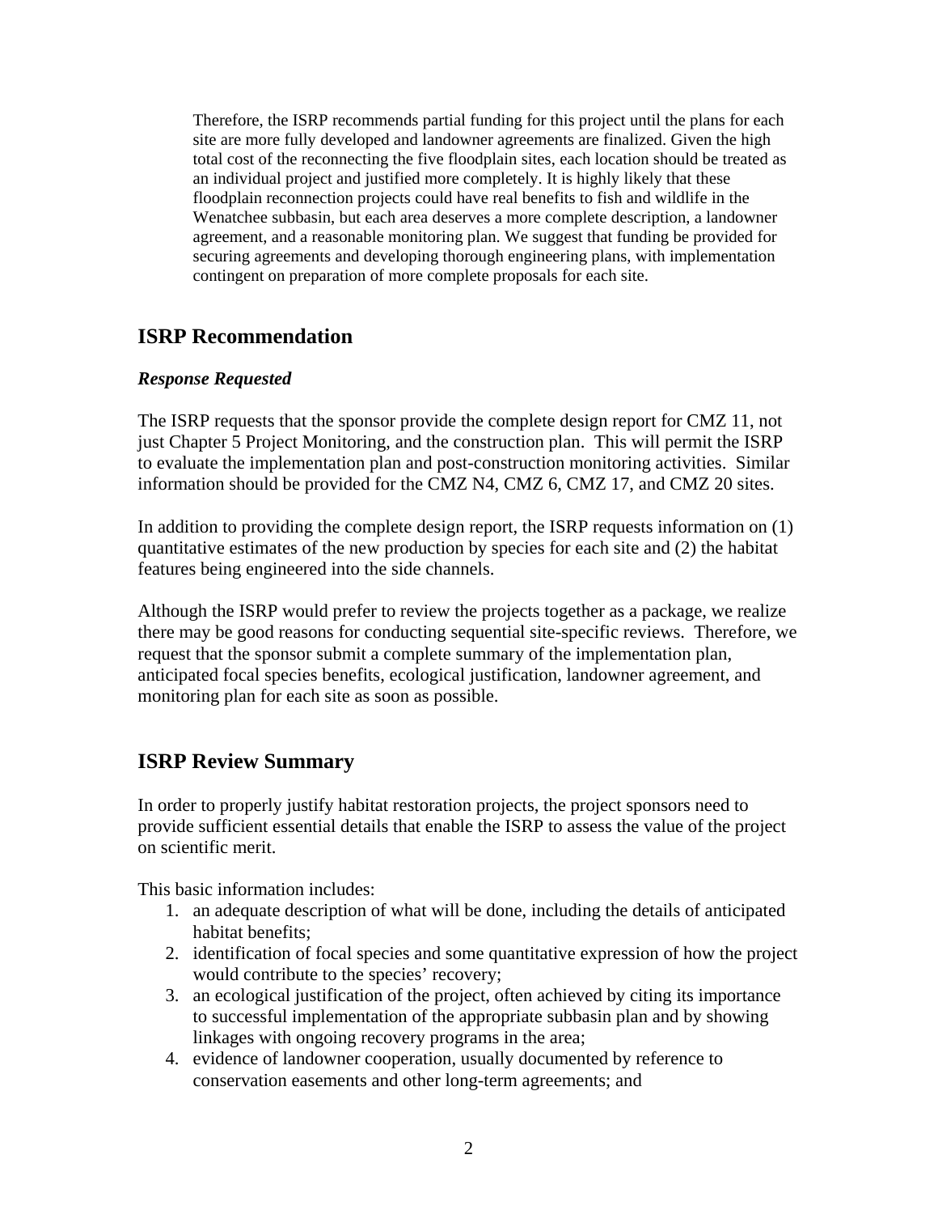> Therefore, the ISRP recommends partial funding for this project until the plans for each site are more fully developed and landowner agreements are finalized. Given the high total cost of the reconnecting the five floodplain sites, each location should be treated as an individual project and justified more completely. It is highly likely that these floodplain reconnection projects could have real benefits to fish and wildlife in the Wenatchee subbasin, but each area deserves a more complete description, a landowner agreement, and a reasonable monitoring plan. We suggest that funding be provided for securing agreements and developing thorough engineering plans, with implementation contingent on preparation of more complete proposals for each site.

## ISRP Recommendation

***Response Requested***

The ISRP requests that the sponsor provide the complete design report for CMZ 11, not just Chapter 5 Project Monitoring, and the construction plan. This will permit the ISRP to evaluate the implementation plan and post-construction monitoring activities. Similar information should be provided for the CMZ N4, CMZ 6, CMZ 17, and CMZ 20 sites.

In addition to providing the complete design report, the ISRP requests information on (1) quantitative estimates of the new production by species for each site and (2) the habitat features being engineered into the side channels.

Although the ISRP would prefer to review the projects together as a package, we realize there may be good reasons for conducting sequential site-specific reviews. Therefore, we request that the sponsor submit a complete summary of the implementation plan, anticipated focal species benefits, ecological justification, landowner agreement, and monitoring plan for each site as soon as possible.

## ISRP Review Summary

In order to properly justify habitat restoration projects, the project sponsors need to provide sufficient essential details that enable the ISRP to assess the value of the project on scientific merit.

This basic information includes:

1. an adequate description of what will be done, including the details of anticipated habitat benefits;
2. identification of focal species and some quantitative expression of how the project would contribute to the species' recovery;
3. an ecological justification of the project, often achieved by citing its importance to successful implementation of the appropriate subbasin plan and by showing linkages with ongoing recovery programs in the area;
4. evidence of landowner cooperation, usually documented by reference to conservation easements and other long-term agreements; and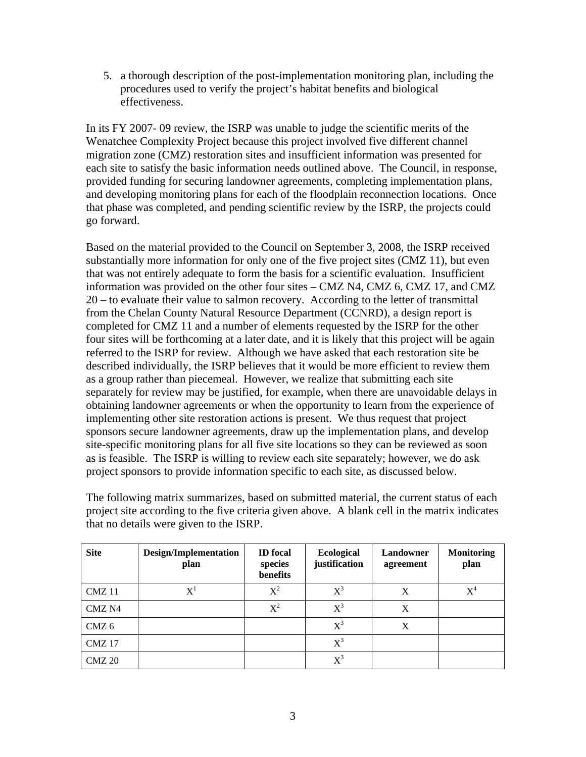5. a thorough description of the post-implementation monitoring plan, including the procedures used to verify the project's habitat benefits and biological effectiveness.

In its FY 2007- 09 review, the ISRP was unable to judge the scientific merits of the Wenatchee Complexity Project because this project involved five different channel migration zone (CMZ) restoration sites and insufficient information was presented for each site to satisfy the basic information needs outlined above. The Council, in response, provided funding for securing landowner agreements, completing implementation plans, and developing monitoring plans for each of the floodplain reconnection locations. Once that phase was completed, and pending scientific review by the ISRP, the projects could go forward.

Based on the material provided to the Council on September 3, 2008, the ISRP received substantially more information for only one of the five project sites (CMZ 11), but even that was not entirely adequate to form the basis for a scientific evaluation. Insufficient information was provided on the other four sites – CMZ N4, CMZ 6, CMZ 17, and CMZ 20 – to evaluate their value to salmon recovery. According to the letter of transmittal from the Chelan County Natural Resource Department (CCNRD), a design report is completed for CMZ 11 and a number of elements requested by the ISRP for the other four sites will be forthcoming at a later date, and it is likely that this project will be again referred to the ISRP for review. Although we have asked that each restoration site be described individually, the ISRP believes that it would be more efficient to review them as a group rather than piecemeal. However, we realize that submitting each site separately for review may be justified, for example, when there are unavoidable delays in obtaining landowner agreements or when the opportunity to learn from the experience of implementing other site restoration actions is present. We thus request that project sponsors secure landowner agreements, draw up the implementation plans, and develop site-specific monitoring plans for all five site locations so they can be reviewed as soon as is feasible. The ISRP is willing to review each site separately; however, we do ask project sponsors to provide information specific to each site, as discussed below.

The following matrix summarizes, based on submitted material, the current status of each project site according to the five criteria given above. A blank cell in the matrix indicates that no details were given to the ISRP.

| Site | Design/Implementation plan | ID focal species benefits | Ecological justification | Landowner agreement | Monitoring plan |
|---|---|---|---|---|---|
| CMZ 11 | X[1] | X[2] | X[3] | X | X[4] |
| CMZ N4 | | X[2] | X[3] | X | |
| CMZ 6 | | | X[3] | X | |
| CMZ 17 | | | X[3] | | |
| CMZ 20 | | | X[3] | | |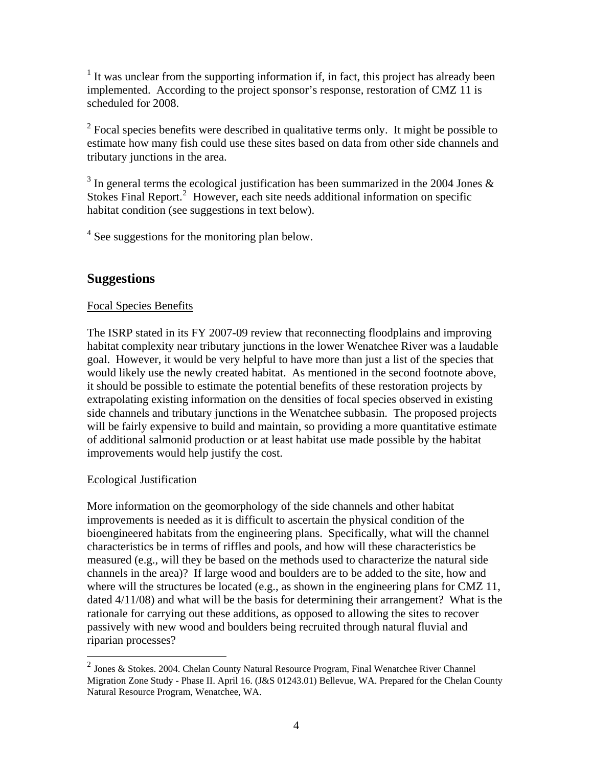[1] It was unclear from the supporting information if, in fact, this project has already been implemented. According to the project sponsor's response, restoration of CMZ 11 is scheduled for 2008.

[2] Focal species benefits were described in qualitative terms only. It might be possible to estimate how many fish could use these sites based on data from other side channels and tributary junctions in the area.

[3] In general terms the ecological justification has been summarized in the 2004 Jones & Stokes Final Report.[2] However, each site needs additional information on specific habitat condition (see suggestions in text below).

[4] See suggestions for the monitoring plan below.

## Suggestions

Focal Species Benefits

The ISRP stated in its FY 2007-09 review that reconnecting floodplains and improving habitat complexity near tributary junctions in the lower Wenatchee River was a laudable goal. However, it would be very helpful to have more than just a list of the species that would likely use the newly created habitat. As mentioned in the second footnote above, it should be possible to estimate the potential benefits of these restoration projects by extrapolating existing information on the densities of focal species observed in existing side channels and tributary junctions in the Wenatchee subbasin. The proposed projects will be fairly expensive to build and maintain, so providing a more quantitative estimate of additional salmonid production or at least habitat use made possible by the habitat improvements would help justify the cost.

Ecological Justification

More information on the geomorphology of the side channels and other habitat improvements is needed as it is difficult to ascertain the physical condition of the bioengineered habitats from the engineering plans. Specifically, what will the channel characteristics be in terms of riffles and pools, and how will these characteristics be measured (e.g., will they be based on the methods used to characterize the natural side channels in the area)? If large wood and boulders are to be added to the site, how and where will the structures be located (e.g., as shown in the engineering plans for CMZ 11, dated 4/11/08) and what will be the basis for determining their arrangement? What is the rationale for carrying out these additions, as opposed to allowing the sites to recover passively with new wood and boulders being recruited through natural fluvial and riparian processes?

[2] Jones & Stokes. 2004. Chelan County Natural Resource Program, Final Wenatchee River Channel Migration Zone Study - Phase II. April 16. (J&S 01243.01) Bellevue, WA. Prepared for the Chelan County Natural Resource Program, Wenatchee, WA.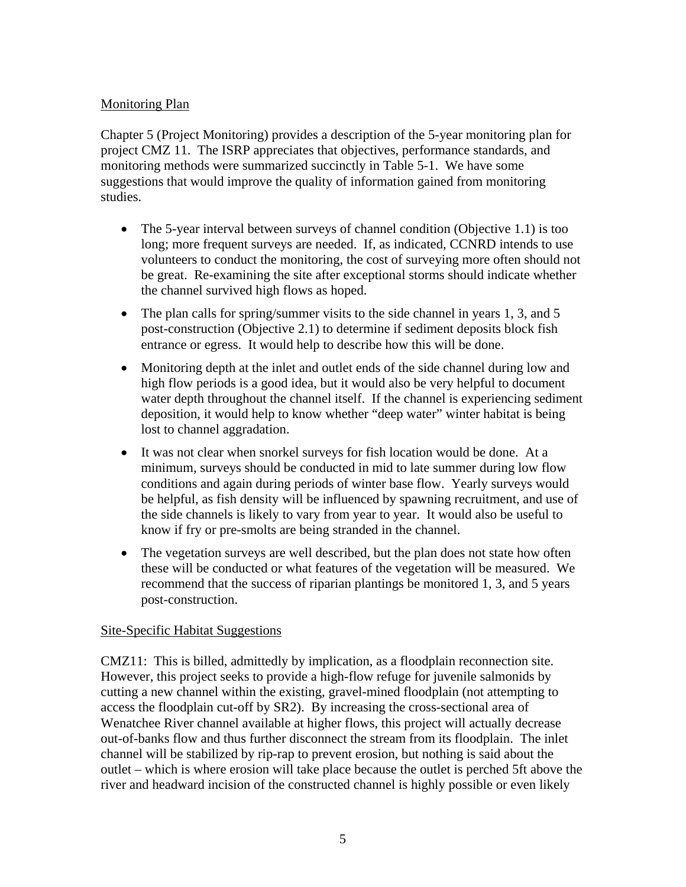Monitoring Plan

Chapter 5 (Project Monitoring) provides a description of the 5-year monitoring plan for project CMZ 11. The ISRP appreciates that objectives, performance standards, and monitoring methods were summarized succinctly in Table 5-1. We have some suggestions that would improve the quality of information gained from monitoring studies.

- The 5-year interval between surveys of channel condition (Objective 1.1) is too long; more frequent surveys are needed. If, as indicated, CCNRD intends to use volunteers to conduct the monitoring, the cost of surveying more often should not be great. Re-examining the site after exceptional storms should indicate whether the channel survived high flows as hoped.
- The plan calls for spring/summer visits to the side channel in years 1, 3, and 5 post-construction (Objective 2.1) to determine if sediment deposits block fish entrance or egress. It would help to describe how this will be done.
- Monitoring depth at the inlet and outlet ends of the side channel during low and high flow periods is a good idea, but it would also be very helpful to document water depth throughout the channel itself. If the channel is experiencing sediment deposition, it would help to know whether "deep water" winter habitat is being lost to channel aggradation.
- It was not clear when snorkel surveys for fish location would be done. At a minimum, surveys should be conducted in mid to late summer during low flow conditions and again during periods of winter base flow. Yearly surveys would be helpful, as fish density will be influenced by spawning recruitment, and use of the side channels is likely to vary from year to year. It would also be useful to know if fry or pre-smolts are being stranded in the channel.
- The vegetation surveys are well described, but the plan does not state how often these will be conducted or what features of the vegetation will be measured. We recommend that the success of riparian plantings be monitored 1, 3, and 5 years post-construction.

Site-Specific Habitat Suggestions

CMZ11: This is billed, admittedly by implication, as a floodplain reconnection site. However, this project seeks to provide a high-flow refuge for juvenile salmonids by cutting a new channel within the existing, gravel-mined floodplain (not attempting to access the floodplain cut-off by SR2). By increasing the cross-sectional area of Wenatchee River channel available at higher flows, this project will actually decrease out-of-banks flow and thus further disconnect the stream from its floodplain. The inlet channel will be stabilized by rip-rap to prevent erosion, but nothing is said about the outlet – which is where erosion will take place because the outlet is perched 5ft above the river and headward incision of the constructed channel is highly possible or even likely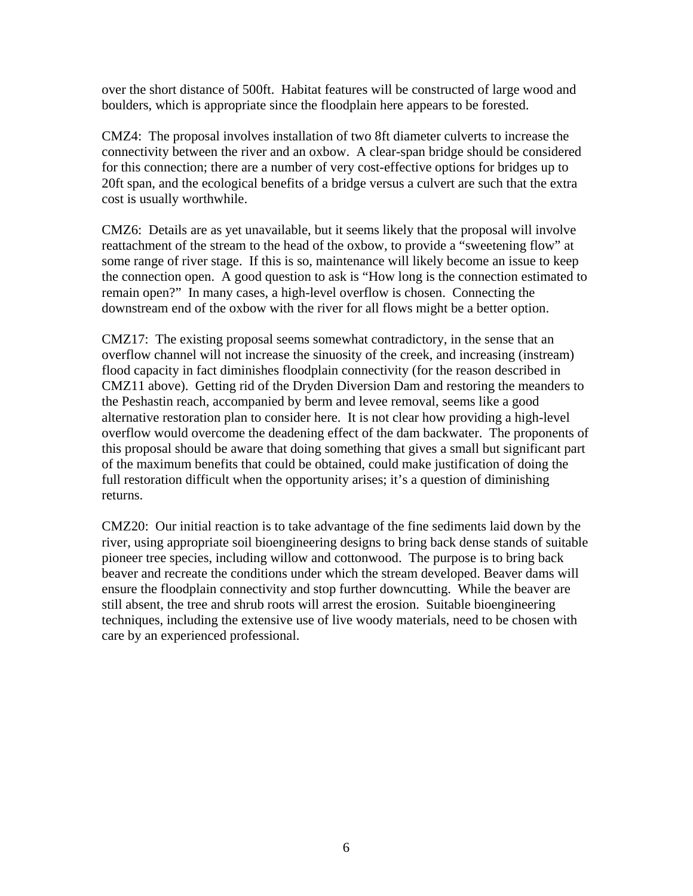over the short distance of 500ft. Habitat features will be constructed of large wood and boulders, which is appropriate since the floodplain here appears to be forested.

CMZ4: The proposal involves installation of two 8ft diameter culverts to increase the connectivity between the river and an oxbow. A clear-span bridge should be considered for this connection; there are a number of very cost-effective options for bridges up to 20ft span, and the ecological benefits of a bridge versus a culvert are such that the extra cost is usually worthwhile.

CMZ6: Details are as yet unavailable, but it seems likely that the proposal will involve reattachment of the stream to the head of the oxbow, to provide a "sweetening flow" at some range of river stage. If this is so, maintenance will likely become an issue to keep the connection open. A good question to ask is "How long is the connection estimated to remain open?" In many cases, a high-level overflow is chosen. Connecting the downstream end of the oxbow with the river for all flows might be a better option.

CMZ17: The existing proposal seems somewhat contradictory, in the sense that an overflow channel will not increase the sinuosity of the creek, and increasing (instream) flood capacity in fact diminishes floodplain connectivity (for the reason described in CMZ11 above). Getting rid of the Dryden Diversion Dam and restoring the meanders to the Peshastin reach, accompanied by berm and levee removal, seems like a good alternative restoration plan to consider here. It is not clear how providing a high-level overflow would overcome the deadening effect of the dam backwater. The proponents of this proposal should be aware that doing something that gives a small but significant part of the maximum benefits that could be obtained, could make justification of doing the full restoration difficult when the opportunity arises; it's a question of diminishing returns.

CMZ20: Our initial reaction is to take advantage of the fine sediments laid down by the river, using appropriate soil bioengineering designs to bring back dense stands of suitable pioneer tree species, including willow and cottonwood. The purpose is to bring back beaver and recreate the conditions under which the stream developed. Beaver dams will ensure the floodplain connectivity and stop further downcutting. While the beaver are still absent, the tree and shrub roots will arrest the erosion. Suitable bioengineering techniques, including the extensive use of live woody materials, need to be chosen with care by an experienced professional.